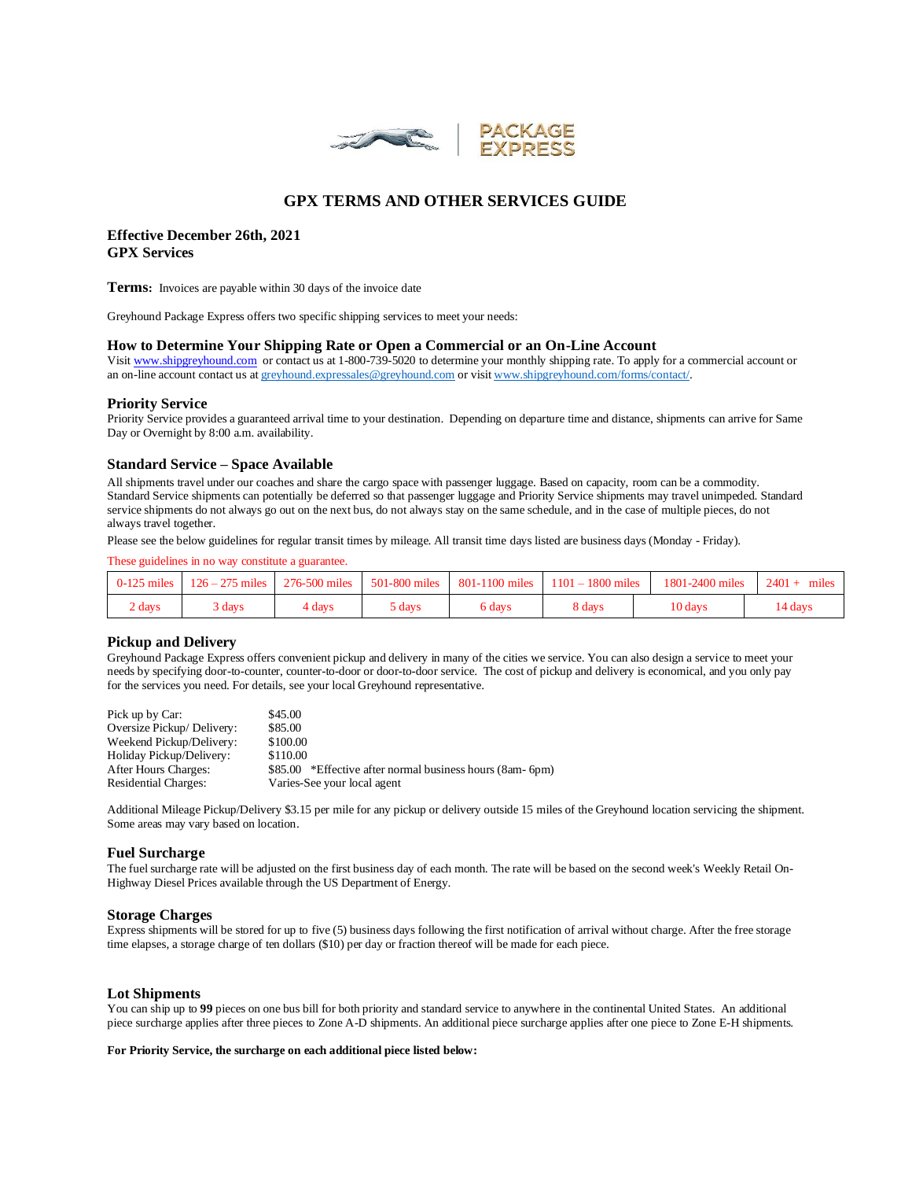# GPX TERMS AND OTHER SERVICES GUIDE

**Effective December 26th, 2021**
**GPX Services**

**Terms:** Invoices are payable within 30 days of the invoice date

Greyhound Package Express offers two specific shipping services to meet your needs:

### How to Determine Your Shipping Rate or Open a Commercial or an On-Line Account

Visit www.shipgreyhound.com or contact us at 1-800-739-5020 to determine your monthly shipping rate. To apply for a commercial account or an on-line account contact us at greyhound.expressales@greyhound.com or visit www.shipgreyhound.com/forms/contact/.

### Priority Service

Priority Service provides a guaranteed arrival time to your destination. Depending on departure time and distance, shipments can arrive for Same Day or Overnight by 8:00 a.m. availability.

### Standard Service – Space Available

All shipments travel under our coaches and share the cargo space with passenger luggage. Based on capacity, room can be a commodity. Standard Service shipments can potentially be deferred so that passenger luggage and Priority Service shipments may travel unimpeded. Standard service shipments do not always go out on the next bus, do not always stay on the same schedule, and in the case of multiple pieces, do not always travel together.

Please see the below guidelines for regular transit times by mileage. All transit time days listed are business days (Monday - Friday).

These guidelines in no way constitute a guarantee.

| 0-125 miles | 126 – 275 miles | 276-500 miles | 501-800 miles | 801-1100 miles | 1101 – 1800 miles | 1801-2400 miles | 2401 + miles |
|---|---|---|---|---|---|---|---|
| 2 days | 3 days | 4 days | 5 days | 6 days | 8 days | 10 days | 14 days |

### Pickup and Delivery

Greyhound Package Express offers convenient pickup and delivery in many of the cities we service. You can also design a service to meet your needs by specifying door-to-counter, counter-to-door or door-to-door service. The cost of pickup and delivery is economical, and you only pay for the services you need. For details, see your local Greyhound representative.

| | |
|---|---|
| Pick up by Car: | $45.00 |
| Oversize Pickup/ Delivery: | $85.00 |
| Weekend Pickup/Delivery: | $100.00 |
| Holiday Pickup/Delivery: | $110.00 |
| After Hours Charges: | $85.00 *Effective after normal business hours (8am- 6pm) |
| Residential Charges: | Varies-See your local agent |

Additional Mileage Pickup/Delivery $3.15 per mile for any pickup or delivery outside 15 miles of the Greyhound location servicing the shipment. Some areas may vary based on location.

### Fuel Surcharge

The fuel surcharge rate will be adjusted on the first business day of each month. The rate will be based on the second week's Weekly Retail On-Highway Diesel Prices available through the US Department of Energy.

### Storage Charges

Express shipments will be stored for up to five (5) business days following the first notification of arrival without charge. After the free storage time elapses, a storage charge of ten dollars ($10) per day or fraction thereof will be made for each piece.

### Lot Shipments

You can ship up to **99** pieces on one bus bill for both priority and standard service to anywhere in the continental United States. An additional piece surcharge applies after three pieces to Zone A-D shipments. An additional piece surcharge applies after one piece to Zone E-H shipments.

**For Priority Service, the surcharge on each additional piece listed below:**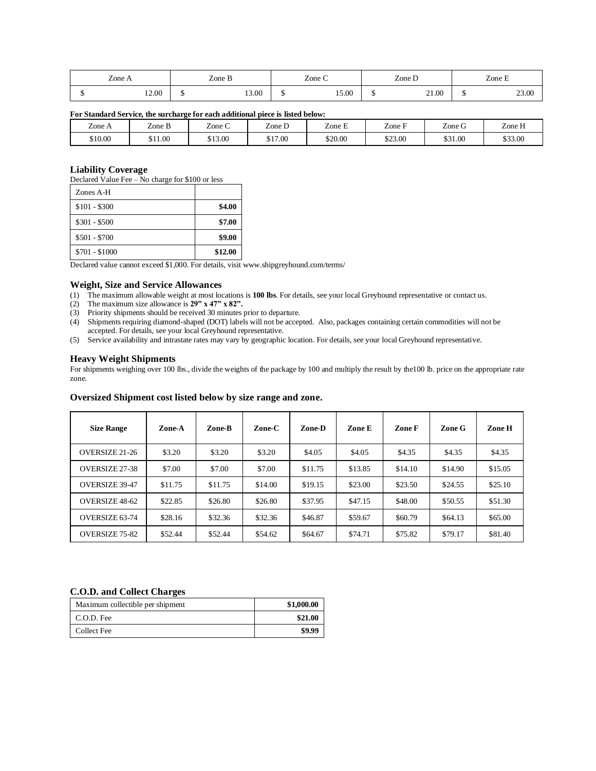| Zone A | Zone B | Zone C | Zone D | Zone E |
|---|---|---|---|---|
| $ 12.00 | $ 13.00 | $ 15.00 | $ 21.00 | $ 23.00 |

**For Standard Service, the surcharge for each additional piece is listed below:**

| Zone A | Zone B | Zone C | Zone D | Zone E | Zone F | Zone G | Zone H |
|---|---|---|---|---|---|---|---|
| $10.00 | $11.00 | $13.00 | $17.00 | $20.00 | $23.00 | $31.00 | $33.00 |

### Liability Coverage

Declared Value Fee – No charge for $100 or less

| Zones A-H | |
|---|---|
| $101 - $300 | **$4.00** |
| $301 - $500 | **$7.00** |
| $501 - $700 | **$9.00** |
| $701 - $1000 | **$12.00** |

Declared value cannot exceed $1,000. For details, visit www.shipgreyhound.com/terms/

### Weight, Size and Service Allowances

(1) The maximum allowable weight at most locations is **100 lbs**. For details, see your local Greyhound representative or contact us.
(2) The maximum size allowance is **29” x 47” x 82”.**
(3) Priority shipments should be received 30 minutes prior to departure.
(4) Shipments requiring diamond-shaped (DOT) labels will not be accepted. Also, packages containing certain commodities will not be accepted. For details, see your local Greyhound representative.
(5) Service availability and intrastate rates may vary by geographic location. For details, see your local Greyhound representative.

### Heavy Weight Shipments

For shipments weighing over 100 lbs., divide the weights of the package by 100 and multiply the result by the100 lb. price on the appropriate rate zone.

### Oversized Shipment cost listed below by size range and zone.

| Size Range | Zone-A | Zone-B | Zone-C | Zone-D | Zone E | Zone F | Zone G | Zone H |
|---|---|---|---|---|---|---|---|---|
| OVERSIZE 21-26 | $3.20 | $3.20 | $3.20 | $4.05 | $4.05 | $4.35 | $4.35 | $4.35 |
| OVERSIZE 27-38 | $7.00 | $7.00 | $7.00 | $11.75 | $13.85 | $14.10 | $14.90 | $15.05 |
| OVERSIZE 39-47 | $11.75 | $11.75 | $14.00 | $19.15 | $23.00 | $23.50 | $24.55 | $25.10 |
| OVERSIZE 48-62 | $22.85 | $26.80 | $26.80 | $37.95 | $47.15 | $48.00 | $50.55 | $51.30 |
| OVERSIZE 63-74 | $28.16 | $32.36 | $32.36 | $46.87 | $59.67 | $60.79 | $64.13 | $65.00 |
| OVERSIZE 75-82 | $52.44 | $52.44 | $54.62 | $64.67 | $74.71 | $75.82 | $79.17 | $81.40 |

### C.O.D. and Collect Charges

| | |
|---|---|
| Maximum collectible per shipment | **$1,000.00** |
| C.O.D. Fee | **$21.00** |
| Collect Fee | **$9.99** |